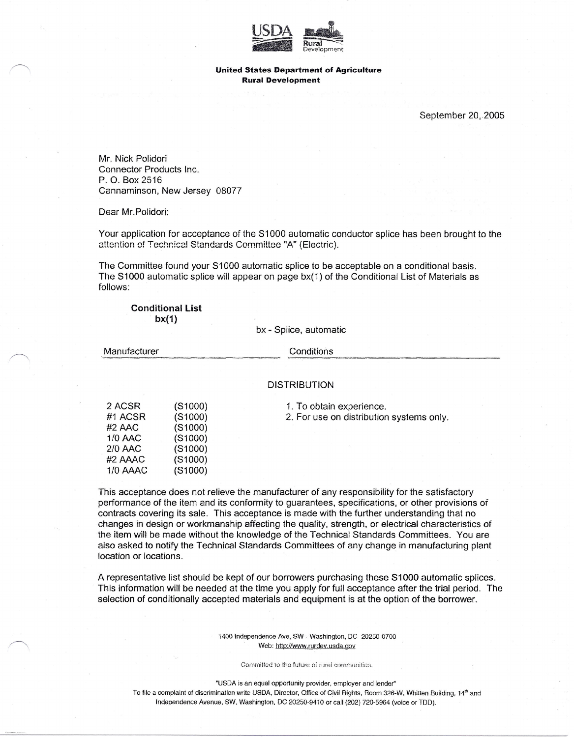**United States Department of Agriculture**
**Rural Development**

September 20, 2005

Mr. Nick Polidori
Connector Products Inc.
P. O. Box 2516
Cannaminson, New Jersey 08077

Dear Mr.Polidori:

Your application for acceptance of the S1000 automatic conductor splice has been brought to the attention of Technical Standards Committee "A" (Electric).

The Committee found your S1000 automatic splice to be acceptable on a conditional basis. The S1000 automatic splice will appear on page bx(1) of the Conditional List of Materials as follows:

**Conditional List**
**bx(1)**

bx - Splice, automatic

| Manufacturer | | Conditions |
|---|---|---|
| | | DISTRIBUTION |
| 2 ACSR | (S1000) | 1. To obtain experience. |
| #1 ACSR | (S1000) | 2. For use on distribution systems only. |
| #2 AAC | (S1000) | |
| 1/0 AAC | (S1000) | |
| 2/0 AAC | (S1000) | |
| #2 AAAC | (S1000) | |
| 1/0 AAAC | (S1000) | |

This acceptance does not relieve the manufacturer of any responsibility for the satisfactory performance of the item and its conformity to guarantees, specifications, or other provisions of contracts covering its sale. This acceptance is made with the further understanding that no changes in design or workmanship affecting the quality, strength, or electrical characteristics of the item will be made without the knowledge of the Technical Standards Committees. You are also asked to notify the Technical Standards Committees of any change in manufacturing plant location or locations.

A representative list should be kept of our borrowers purchasing these S1000 automatic splices. This information will be needed at the time you apply for full acceptance after the trial period. The selection of conditionally accepted materials and equipment is at the option of the borrower.

1400 Independence Ave, SW · Washington, DC 20250-0700
Web: http://www.rurdev.usda.gov

Committed to the future of rural communities.

"USDA is an equal opportunity provider, employer and lender"
To file a complaint of discrimination write USDA, Director, Office of Civil Rights, Room 326-W, Whitten Building, 14th and Independence Avenue, SW, Washington, DC 20250-9410 or call (202) 720-5964 (voice or TDD).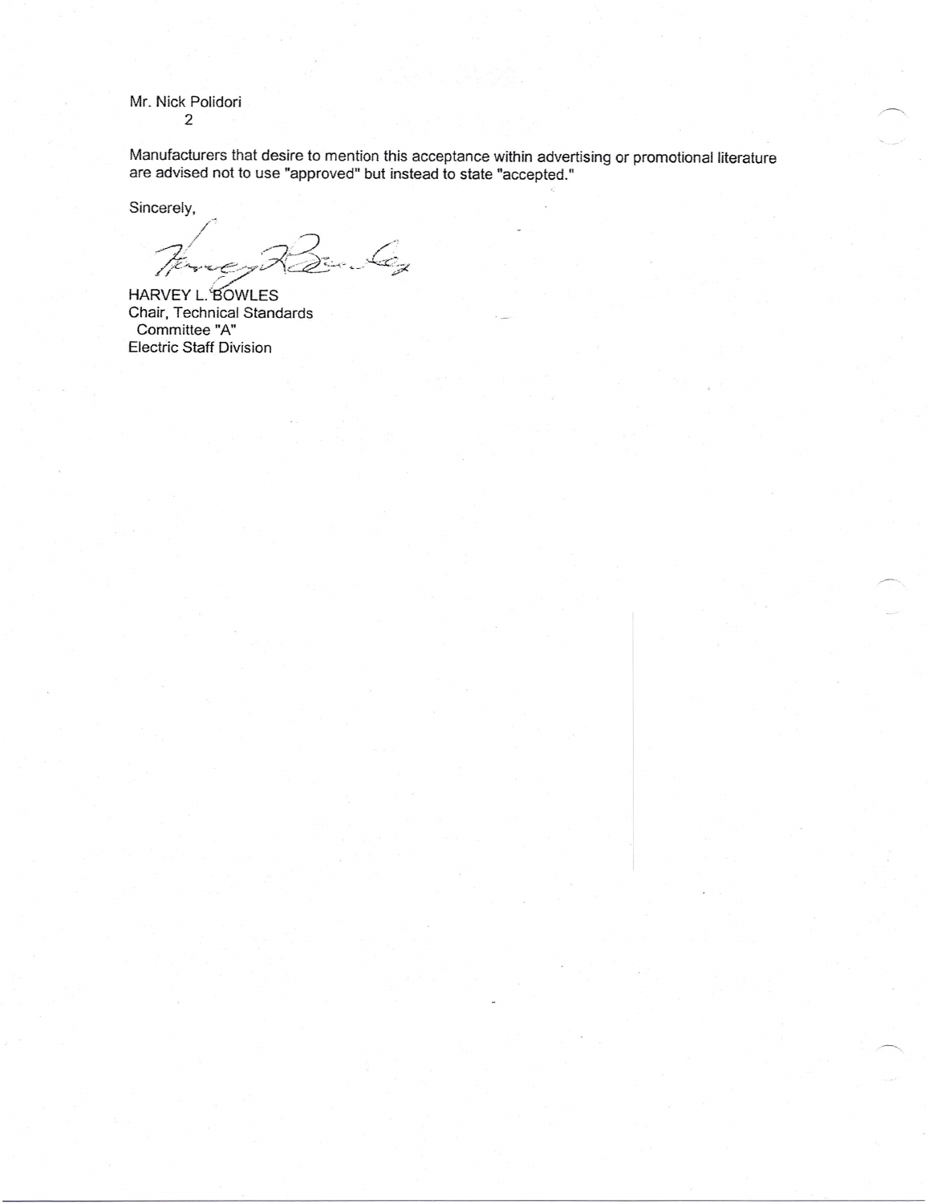Mr. Nick Polidori

Manufacturers that desire to mention this acceptance within advertising or promotional literature are advised not to use "approved" but instead to state "accepted."

Sincerely,

HARVEY L. BOWLES
Chair, Technical Standards
Committee "A"
Electric Staff Division